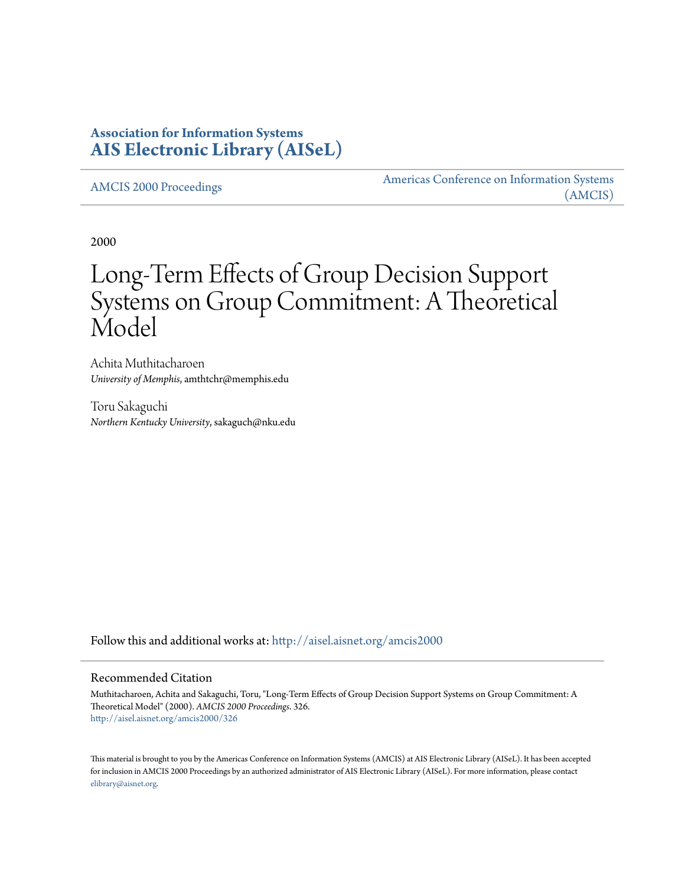**Association for Information Systems**
**AIS Electronic Library (AISeL)**

AMCIS 2000 Proceedings

Americas Conference on Information Systems (AMCIS)

2000

# Long-Term Effects of Group Decision Support Systems on Group Commitment: A Theoretical Model

Achita Muthitacharoen
*University of Memphis*, amthtchr@memphis.edu

Toru Sakaguchi
*Northern Kentucky University*, sakaguch@nku.edu

Follow this and additional works at: http://aisel.aisnet.org/amcis2000

## Recommended Citation

Muthitacharoen, Achita and Sakaguchi, Toru, "Long-Term Effects of Group Decision Support Systems on Group Commitment: A Theoretical Model" (2000). *AMCIS 2000 Proceedings*. 326.
http://aisel.aisnet.org/amcis2000/326

This material is brought to you by the Americas Conference on Information Systems (AMCIS) at AIS Electronic Library (AISeL). It has been accepted for inclusion in AMCIS 2000 Proceedings by an authorized administrator of AIS Electronic Library (AISeL). For more information, please contact elibrary@aisnet.org.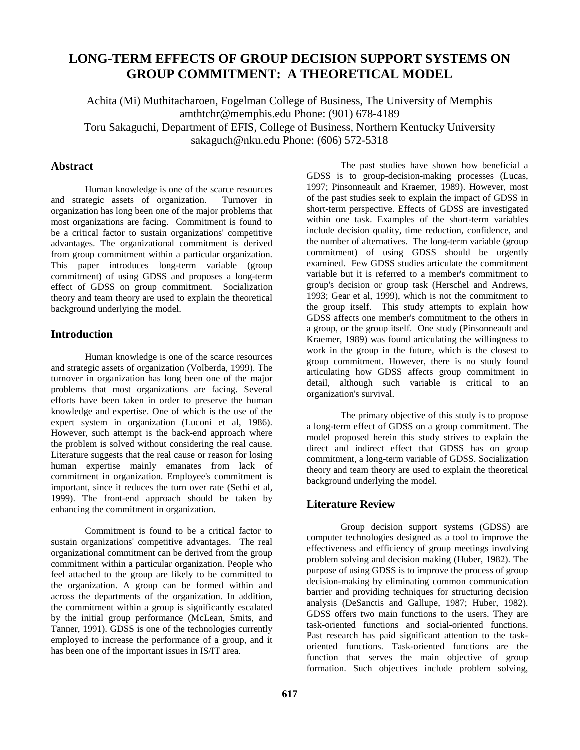# LONG-TERM EFFECTS OF GROUP DECISION SUPPORT SYSTEMS ON GROUP COMMITMENT: A THEORETICAL MODEL

Achita (Mi) Muthitacharoen, Fogelman College of Business, The University of Memphis
amthtchr@memphis.edu Phone: (901) 678-4189
Toru Sakaguchi, Department of EFIS, College of Business, Northern Kentucky University
sakaguch@nku.edu Phone: (606) 572-5318

## Abstract

Human knowledge is one of the scarce resources and strategic assets of organization. Turnover in organization has long been one of the major problems that most organizations are facing. Commitment is found to be a critical factor to sustain organizations' competitive advantages. The organizational commitment is derived from group commitment within a particular organization. This paper introduces long-term variable (group commitment) of using GDSS and proposes a long-term effect of GDSS on group commitment. Socialization theory and team theory are used to explain the theoretical background underlying the model.

## Introduction

Human knowledge is one of the scarce resources and strategic assets of organization (Volberda, 1999). The turnover in organization has long been one of the major problems that most organizations are facing. Several efforts have been taken in order to preserve the human knowledge and expertise. One of which is the use of the expert system in organization (Luconi et al, 1986). However, such attempt is the back-end approach where the problem is solved without considering the real cause. Literature suggests that the real cause or reason for losing human expertise mainly emanates from lack of commitment in organization. Employee's commitment is important, since it reduces the turn over rate (Sethi et al, 1999). The front-end approach should be taken by enhancing the commitment in organization.

Commitment is found to be a critical factor to sustain organizations' competitive advantages. The real organizational commitment can be derived from the group commitment within a particular organization. People who feel attached to the group are likely to be committed to the organization. A group can be formed within and across the departments of the organization. In addition, the commitment within a group is significantly escalated by the initial group performance (McLean, Smits, and Tanner, 1991). GDSS is one of the technologies currently employed to increase the performance of a group, and it has been one of the important issues in IS/IT area.

The past studies have shown how beneficial a GDSS is to group-decision-making processes (Lucas, 1997; Pinsonneault and Kraemer, 1989). However, most of the past studies seek to explain the impact of GDSS in short-term perspective. Effects of GDSS are investigated within one task. Examples of the short-term variables include decision quality, time reduction, confidence, and the number of alternatives. The long-term variable (group commitment) of using GDSS should be urgently examined. Few GDSS studies articulate the commitment variable but it is referred to a member's commitment to group's decision or group task (Herschel and Andrews, 1993; Gear et al, 1999), which is not the commitment to the group itself. This study attempts to explain how GDSS affects one member's commitment to the others in a group, or the group itself. One study (Pinsonneault and Kraemer, 1989) was found articulating the willingness to work in the group in the future, which is the closest to group commitment. However, there is no study found articulating how GDSS affects group commitment in detail, although such variable is critical to an organization's survival.

The primary objective of this study is to propose a long-term effect of GDSS on a group commitment. The model proposed herein this study strives to explain the direct and indirect effect that GDSS has on group commitment, a long-term variable of GDSS. Socialization theory and team theory are used to explain the theoretical background underlying the model.

## Literature Review

Group decision support systems (GDSS) are computer technologies designed as a tool to improve the effectiveness and efficiency of group meetings involving problem solving and decision making (Huber, 1982). The purpose of using GDSS is to improve the process of group decision-making by eliminating common communication barrier and providing techniques for structuring decision analysis (DeSanctis and Gallupe, 1987; Huber, 1982). GDSS offers two main functions to the users. They are task-oriented functions and social-oriented functions. Past research has paid significant attention to the task-oriented functions. Task-oriented functions are the function that serves the main objective of group formation. Such objectives include problem solving,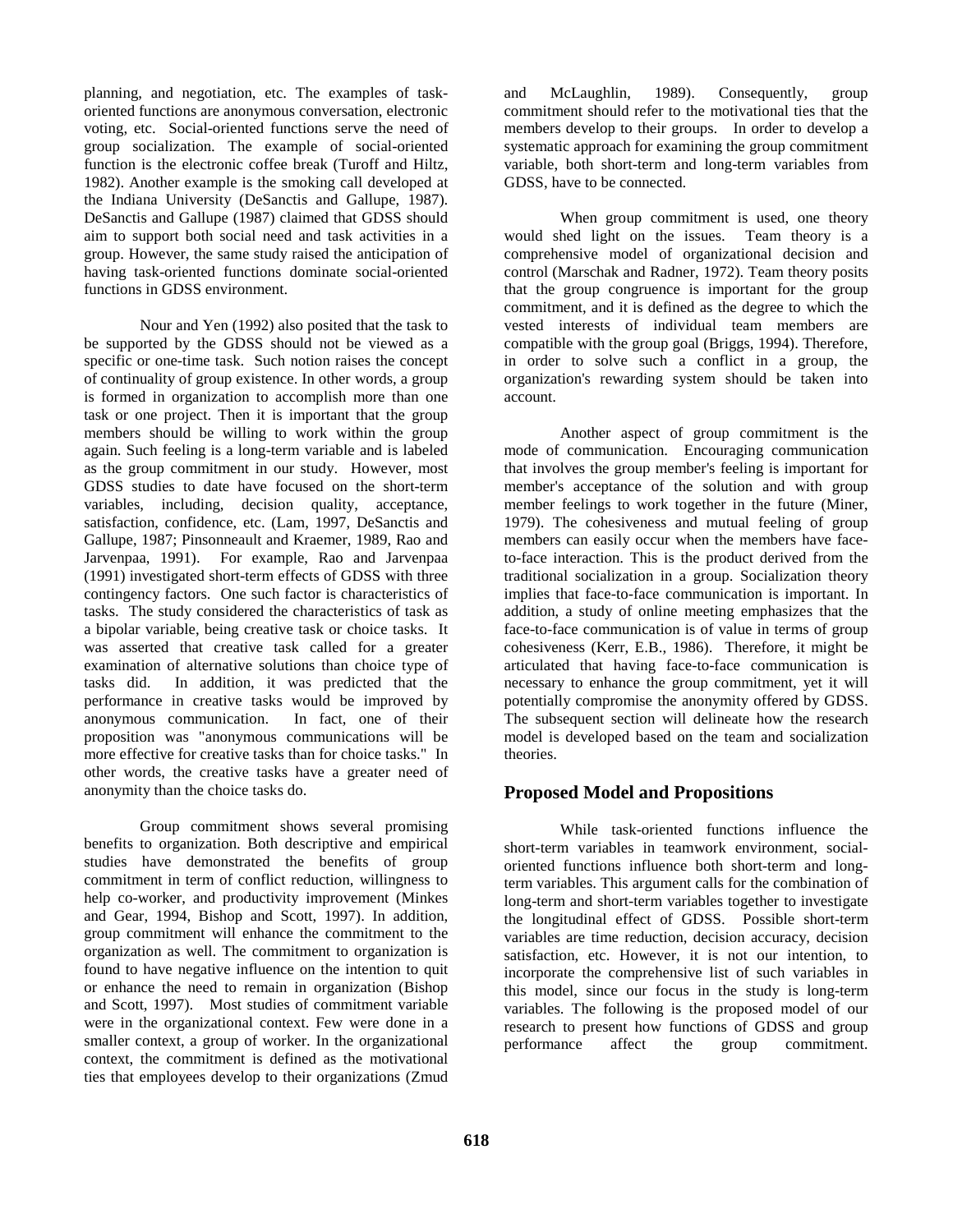planning, and negotiation, etc. The examples of task-oriented functions are anonymous conversation, electronic voting, etc. Social-oriented functions serve the need of group socialization. The example of social-oriented function is the electronic coffee break (Turoff and Hiltz, 1982). Another example is the smoking call developed at the Indiana University (DeSanctis and Gallupe, 1987). DeSanctis and Gallupe (1987) claimed that GDSS should aim to support both social need and task activities in a group. However, the same study raised the anticipation of having task-oriented functions dominate social-oriented functions in GDSS environment.

Nour and Yen (1992) also posited that the task to be supported by the GDSS should not be viewed as a specific or one-time task. Such notion raises the concept of continuality of group existence. In other words, a group is formed in organization to accomplish more than one task or one project. Then it is important that the group members should be willing to work within the group again. Such feeling is a long-term variable and is labeled as the group commitment in our study. However, most GDSS studies to date have focused on the short-term variables, including, decision quality, acceptance, satisfaction, confidence, etc. (Lam, 1997, DeSanctis and Gallupe, 1987; Pinsonneault and Kraemer, 1989, Rao and Jarvenpaa, 1991). For example, Rao and Jarvenpaa (1991) investigated short-term effects of GDSS with three contingency factors. One such factor is characteristics of tasks. The study considered the characteristics of task as a bipolar variable, being creative task or choice tasks. It was asserted that creative task called for a greater examination of alternative solutions than choice type of tasks did. In addition, it was predicted that the performance in creative tasks would be improved by anonymous communication. In fact, one of their proposition was "anonymous communications will be more effective for creative tasks than for choice tasks." In other words, the creative tasks have a greater need of anonymity than the choice tasks do.

Group commitment shows several promising benefits to organization. Both descriptive and empirical studies have demonstrated the benefits of group commitment in term of conflict reduction, willingness to help co-worker, and productivity improvement (Minkes and Gear, 1994, Bishop and Scott, 1997). In addition, group commitment will enhance the commitment to the organization as well. The commitment to organization is found to have negative influence on the intention to quit or enhance the need to remain in organization (Bishop and Scott, 1997). Most studies of commitment variable were in the organizational context. Few were done in a smaller context, a group of worker. In the organizational context, the commitment is defined as the motivational ties that employees develop to their organizations (Zmud and McLaughlin, 1989). Consequently, group commitment should refer to the motivational ties that the members develop to their groups. In order to develop a systematic approach for examining the group commitment variable, both short-term and long-term variables from GDSS, have to be connected.

When group commitment is used, one theory would shed light on the issues. Team theory is a comprehensive model of organizational decision and control (Marschak and Radner, 1972). Team theory posits that the group congruence is important for the group commitment, and it is defined as the degree to which the vested interests of individual team members are compatible with the group goal (Briggs, 1994). Therefore, in order to solve such a conflict in a group, the organization's rewarding system should be taken into account.

Another aspect of group commitment is the mode of communication. Encouraging communication that involves the group member's feeling is important for member's acceptance of the solution and with group member feelings to work together in the future (Miner, 1979). The cohesiveness and mutual feeling of group members can easily occur when the members have face-to-face interaction. This is the product derived from the traditional socialization in a group. Socialization theory implies that face-to-face communication is important. In addition, a study of online meeting emphasizes that the face-to-face communication is of value in terms of group cohesiveness (Kerr, E.B., 1986). Therefore, it might be articulated that having face-to-face communication is necessary to enhance the group commitment, yet it will potentially compromise the anonymity offered by GDSS. The subsequent section will delineate how the research model is developed based on the team and socialization theories.

## Proposed Model and Propositions

While task-oriented functions influence the short-term variables in teamwork environment, social-oriented functions influence both short-term and long-term variables. This argument calls for the combination of long-term and short-term variables together to investigate the longitudinal effect of GDSS. Possible short-term variables are time reduction, decision accuracy, decision satisfaction, etc. However, it is not our intention, to incorporate the comprehensive list of such variables in this model, since our focus in the study is long-term variables. The following is the proposed model of our research to present how functions of GDSS and group performance affect the group commitment.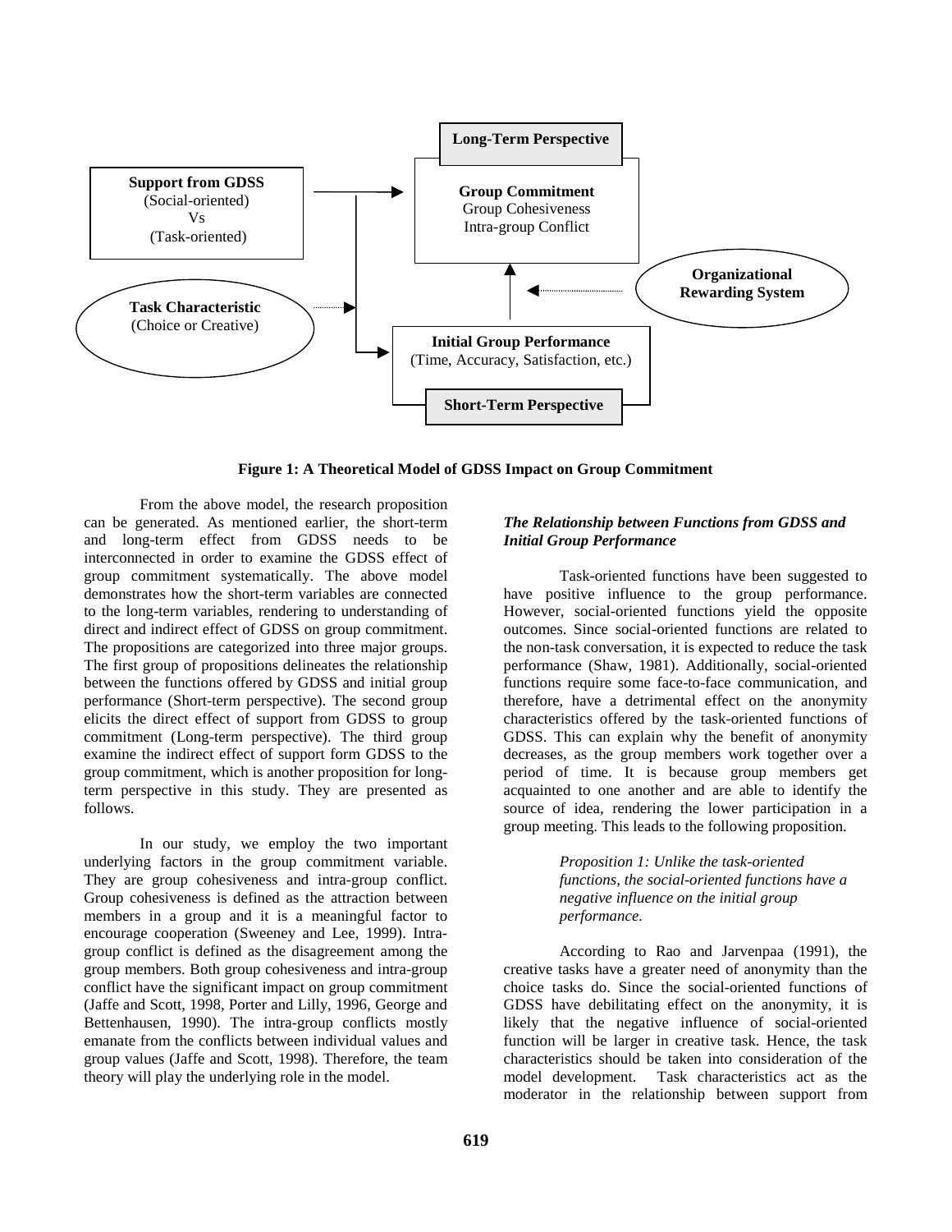Long-Term Perspective

Support from GDSS (Social-oriented) Vs (Task-oriented)

Group Commitment
Group Cohesiveness
Intra-group Conflict

Organizational Rewarding System

Task Characteristic (Choice or Creative)

Initial Group Performance (Time, Accuracy, Satisfaction, etc.)

Short-Term Perspective

**Figure 1: A Theoretical Model of GDSS Impact on Group Commitment**

From the above model, the research proposition can be generated. As mentioned earlier, the short-term and long-term effect from GDSS needs to be interconnected in order to examine the GDSS effect of group commitment systematically. The above model demonstrates how the short-term variables are connected to the long-term variables, rendering to understanding of direct and indirect effect of GDSS on group commitment. The propositions are categorized into three major groups. The first group of propositions delineates the relationship between the functions offered by GDSS and initial group performance (Short-term perspective). The second group elicits the direct effect of support from GDSS to group commitment (Long-term perspective). The third group examine the indirect effect of support form GDSS to the group commitment, which is another proposition for long-term perspective in this study. They are presented as follows.

In our study, we employ the two important underlying factors in the group commitment variable. They are group cohesiveness and intra-group conflict. Group cohesiveness is defined as the attraction between members in a group and it is a meaningful factor to encourage cooperation (Sweeney and Lee, 1999). Intra-group conflict is defined as the disagreement among the group members. Both group cohesiveness and intra-group conflict have the significant impact on group commitment (Jaffe and Scott, 1998, Porter and Lilly, 1996, George and Bettenhausen, 1990). The intra-group conflicts mostly emanate from the conflicts between individual values and group values (Jaffe and Scott, 1998). Therefore, the team theory will play the underlying role in the model.

***The Relationship between Functions from GDSS and Initial Group Performance***

Task-oriented functions have been suggested to have positive influence to the group performance. However, social-oriented functions yield the opposite outcomes. Since social-oriented functions are related to the non-task conversation, it is expected to reduce the task performance (Shaw, 1981). Additionally, social-oriented functions require some face-to-face communication, and therefore, have a detrimental effect on the anonymity characteristics offered by the task-oriented functions of GDSS. This can explain why the benefit of anonymity decreases, as the group members work together over a period of time. It is because group members get acquainted to one another and are able to identify the source of idea, rendering the lower participation in a group meeting. This leads to the following proposition.

> *Proposition 1: Unlike the task-oriented functions, the social-oriented functions have a negative influence on the initial group performance.*

According to Rao and Jarvenpaa (1991), the creative tasks have a greater need of anonymity than the choice tasks do. Since the social-oriented functions of GDSS have debilitating effect on the anonymity, it is likely that the negative influence of social-oriented function will be larger in creative task. Hence, the task characteristics should be taken into consideration of the model development. Task characteristics act as the moderator in the relationship between support from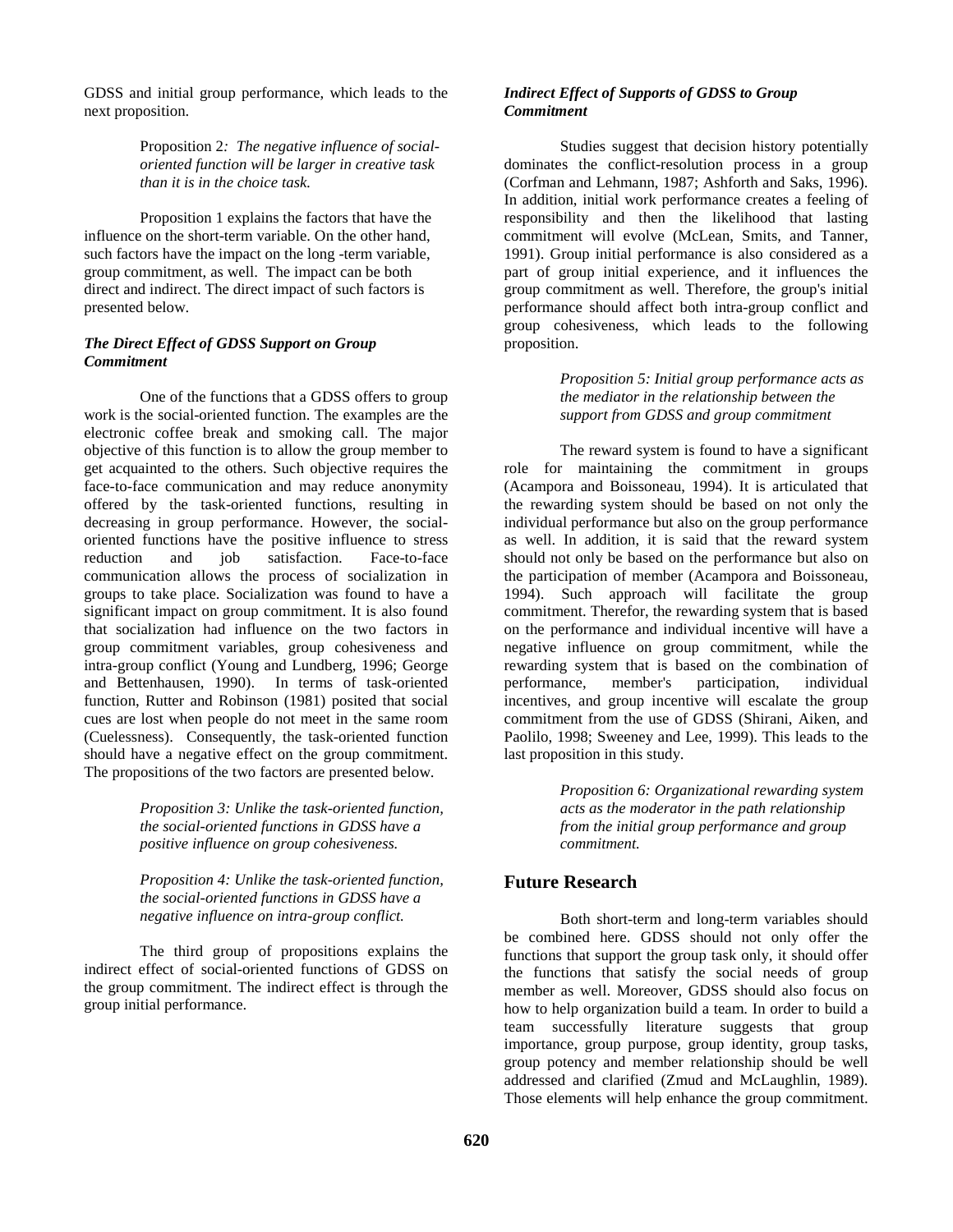GDSS and initial group performance, which leads to the next proposition.

> Proposition 2*: The negative influence of social-oriented function will be larger in creative task than it is in the choice task.*

Proposition 1 explains the factors that have the influence on the short-term variable. On the other hand, such factors have the impact on the long -term variable, group commitment, as well. The impact can be both direct and indirect. The direct impact of such factors is presented below.

### *The Direct Effect of GDSS Support on Group Commitment*

One of the functions that a GDSS offers to group work is the social-oriented function. The examples are the electronic coffee break and smoking call. The major objective of this function is to allow the group member to get acquainted to the others. Such objective requires the face-to-face communication and may reduce anonymity offered by the task-oriented functions, resulting in decreasing in group performance. However, the social-oriented functions have the positive influence to stress reduction and job satisfaction. Face-to-face communication allows the process of socialization in groups to take place. Socialization was found to have a significant impact on group commitment. It is also found that socialization had influence on the two factors in group commitment variables, group cohesiveness and intra-group conflict (Young and Lundberg, 1996; George and Bettenhausen, 1990). In terms of task-oriented function, Rutter and Robinson (1981) posited that social cues are lost when people do not meet in the same room (Cuelessness). Consequently, the task-oriented function should have a negative effect on the group commitment. The propositions of the two factors are presented below.

> *Proposition 3: Unlike the task-oriented function, the social-oriented functions in GDSS have a positive influence on group cohesiveness.*

> *Proposition 4: Unlike the task-oriented function, the social-oriented functions in GDSS have a negative influence on intra-group conflict.*

The third group of propositions explains the indirect effect of social-oriented functions of GDSS on the group commitment. The indirect effect is through the group initial performance.

### *Indirect Effect of Supports of GDSS to Group Commitment*

Studies suggest that decision history potentially dominates the conflict-resolution process in a group (Corfman and Lehmann, 1987; Ashforth and Saks, 1996). In addition, initial work performance creates a feeling of responsibility and then the likelihood that lasting commitment will evolve (McLean, Smits, and Tanner, 1991). Group initial performance is also considered as a part of group initial experience, and it influences the group commitment as well. Therefore, the group's initial performance should affect both intra-group conflict and group cohesiveness, which leads to the following proposition.

> *Proposition 5: Initial group performance acts as the mediator in the relationship between the support from GDSS and group commitment*

The reward system is found to have a significant role for maintaining the commitment in groups (Acampora and Boissoneau, 1994). It is articulated that the rewarding system should be based on not only the individual performance but also on the group performance as well. In addition, it is said that the reward system should not only be based on the performance but also on the participation of member (Acampora and Boissoneau, 1994). Such approach will facilitate the group commitment. Therefor, the rewarding system that is based on the performance and individual incentive will have a negative influence on group commitment, while the rewarding system that is based on the combination of performance, member's participation, individual incentives, and group incentive will escalate the group commitment from the use of GDSS (Shirani, Aiken, and Paolilo, 1998; Sweeney and Lee, 1999). This leads to the last proposition in this study.

> *Proposition 6: Organizational rewarding system acts as the moderator in the path relationship from the initial group performance and group commitment.*

## Future Research

Both short-term and long-term variables should be combined here. GDSS should not only offer the functions that support the group task only, it should offer the functions that satisfy the social needs of group member as well. Moreover, GDSS should also focus on how to help organization build a team. In order to build a team successfully literature suggests that group importance, group purpose, group identity, group tasks, group potency and member relationship should be well addressed and clarified (Zmud and McLaughlin, 1989). Those elements will help enhance the group commitment.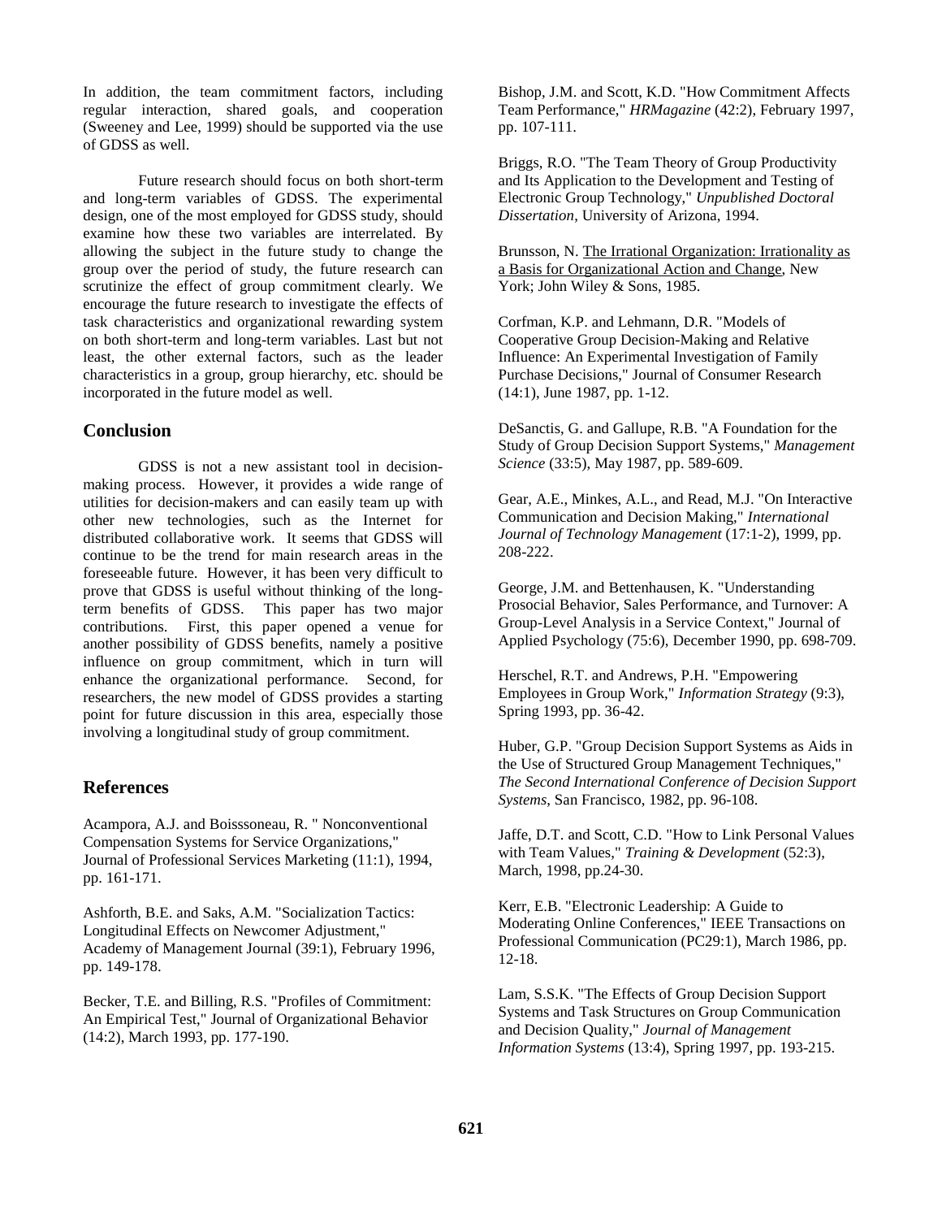In addition, the team commitment factors, including regular interaction, shared goals, and cooperation (Sweeney and Lee, 1999) should be supported via the use of GDSS as well.

Future research should focus on both short-term and long-term variables of GDSS. The experimental design, one of the most employed for GDSS study, should examine how these two variables are interrelated. By allowing the subject in the future study to change the group over the period of study, the future research can scrutinize the effect of group commitment clearly. We encourage the future research to investigate the effects of task characteristics and organizational rewarding system on both short-term and long-term variables. Last but not least, the other external factors, such as the leader characteristics in a group, group hierarchy, etc. should be incorporated in the future model as well.

## Conclusion

GDSS is not a new assistant tool in decision-making process. However, it provides a wide range of utilities for decision-makers and can easily team up with other new technologies, such as the Internet for distributed collaborative work. It seems that GDSS will continue to be the trend for main research areas in the foreseeable future. However, it has been very difficult to prove that GDSS is useful without thinking of the long-term benefits of GDSS. This paper has two major contributions. First, this paper opened a venue for another possibility of GDSS benefits, namely a positive influence on group commitment, which in turn will enhance the organizational performance. Second, for researchers, the new model of GDSS provides a starting point for future discussion in this area, especially those involving a longitudinal study of group commitment.

## References

Acampora, A.J. and Boisssoneau, R. " Nonconventional Compensation Systems for Service Organizations," Journal of Professional Services Marketing (11:1), 1994, pp. 161-171.

Ashforth, B.E. and Saks, A.M. "Socialization Tactics: Longitudinal Effects on Newcomer Adjustment," Academy of Management Journal (39:1), February 1996, pp. 149-178.

Becker, T.E. and Billing, R.S. "Profiles of Commitment: An Empirical Test," Journal of Organizational Behavior (14:2), March 1993, pp. 177-190.

Bishop, J.M. and Scott, K.D. "How Commitment Affects Team Performance," *HRMagazine* (42:2), February 1997, pp. 107-111.

Briggs, R.O. "The Team Theory of Group Productivity and Its Application to the Development and Testing of Electronic Group Technology," *Unpublished Doctoral Dissertation*, University of Arizona, 1994.

Brunsson, N. The Irrational Organization: Irrationality as a Basis for Organizational Action and Change, New York; John Wiley & Sons, 1985.

Corfman, K.P. and Lehmann, D.R. "Models of Cooperative Group Decision-Making and Relative Influence: An Experimental Investigation of Family Purchase Decisions," Journal of Consumer Research (14:1), June 1987, pp. 1-12.

DeSanctis, G. and Gallupe, R.B. "A Foundation for the Study of Group Decision Support Systems," *Management Science* (33:5), May 1987, pp. 589-609.

Gear, A.E., Minkes, A.L., and Read, M.J. "On Interactive Communication and Decision Making," *International Journal of Technology Management* (17:1-2), 1999, pp. 208-222.

George, J.M. and Bettenhausen, K. "Understanding Prosocial Behavior, Sales Performance, and Turnover: A Group-Level Analysis in a Service Context," Journal of Applied Psychology (75:6), December 1990, pp. 698-709.

Herschel, R.T. and Andrews, P.H. "Empowering Employees in Group Work," *Information Strategy* (9:3), Spring 1993, pp. 36-42.

Huber, G.P. "Group Decision Support Systems as Aids in the Use of Structured Group Management Techniques," *The Second International Conference of Decision Support Systems*, San Francisco, 1982, pp. 96-108.

Jaffe, D.T. and Scott, C.D. "How to Link Personal Values with Team Values," *Training & Development* (52:3), March, 1998, pp.24-30.

Kerr, E.B. "Electronic Leadership: A Guide to Moderating Online Conferences," IEEE Transactions on Professional Communication (PC29:1), March 1986, pp. 12-18.

Lam, S.S.K. "The Effects of Group Decision Support Systems and Task Structures on Group Communication and Decision Quality," *Journal of Management Information Systems* (13:4), Spring 1997, pp. 193-215.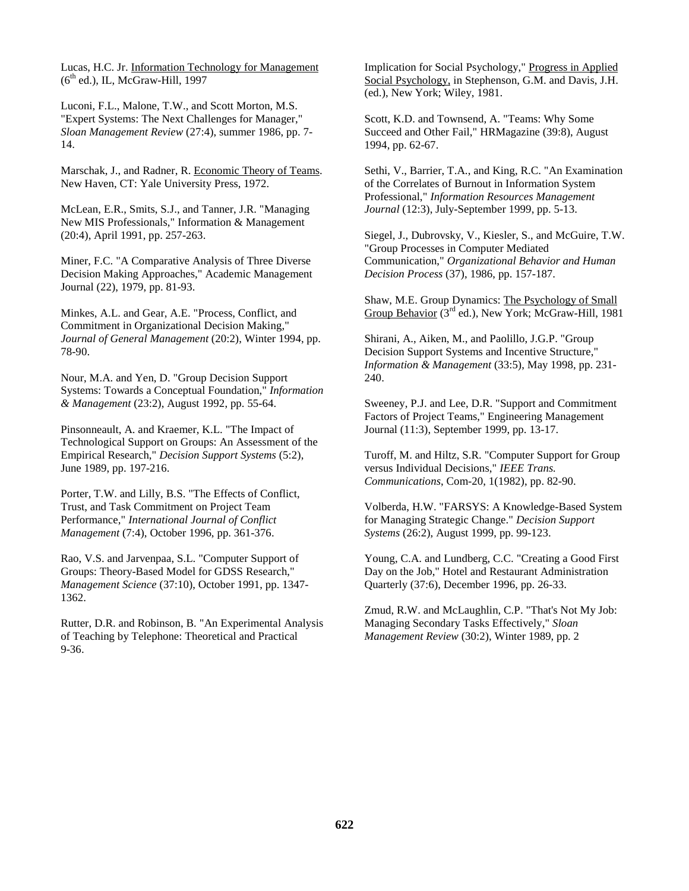Lucas, H.C. Jr. Information Technology for Management ($6^{th}$ ed.), IL, McGraw-Hill, 1997

Luconi, F.L., Malone, T.W., and Scott Morton, M.S. "Expert Systems: The Next Challenges for Manager," *Sloan Management Review* (27:4), summer 1986, pp. 7-14.

Marschak, J., and Radner, R. Economic Theory of Teams. New Haven, CT: Yale University Press, 1972.

McLean, E.R., Smits, S.J., and Tanner, J.R. "Managing New MIS Professionals," Information & Management (20:4), April 1991, pp. 257-263.

Miner, F.C. "A Comparative Analysis of Three Diverse Decision Making Approaches," Academic Management Journal (22), 1979, pp. 81-93.

Minkes, A.L. and Gear, A.E. "Process, Conflict, and Commitment in Organizational Decision Making," *Journal of General Management* (20:2), Winter 1994, pp. 78-90.

Nour, M.A. and Yen, D. "Group Decision Support Systems: Towards a Conceptual Foundation," *Information & Management* (23:2), August 1992, pp. 55-64.

Pinsonneault, A. and Kraemer, K.L. "The Impact of Technological Support on Groups: An Assessment of the Empirical Research," *Decision Support Systems* (5:2), June 1989, pp. 197-216.

Porter, T.W. and Lilly, B.S. "The Effects of Conflict, Trust, and Task Commitment on Project Team Performance," *International Journal of Conflict Management* (7:4), October 1996, pp. 361-376.

Rao, V.S. and Jarvenpaa, S.L. "Computer Support of Groups: Theory-Based Model for GDSS Research," *Management Science* (37:10), October 1991, pp. 1347-1362.

Rutter, D.R. and Robinson, B. "An Experimental Analysis of Teaching by Telephone: Theoretical and Practical
9-36.

Implication for Social Psychology," Progress in Applied Social Psychology, in Stephenson, G.M. and Davis, J.H. (ed.), New York; Wiley, 1981.

Scott, K.D. and Townsend, A. "Teams: Why Some Succeed and Other Fail," HRMagazine (39:8), August 1994, pp. 62-67.

Sethi, V., Barrier, T.A., and King, R.C. "An Examination of the Correlates of Burnout in Information System Professional," *Information Resources Management Journal* (12:3), July-September 1999, pp. 5-13.

Siegel, J., Dubrovsky, V., Kiesler, S., and McGuire, T.W. "Group Processes in Computer Mediated Communication," *Organizational Behavior and Human Decision Process* (37), 1986, pp. 157-187.

Shaw, M.E. Group Dynamics: The Psychology of Small Group Behavior ($3^{rd}$ ed.), New York; McGraw-Hill, 1981

Shirani, A., Aiken, M., and Paolillo, J.G.P. "Group Decision Support Systems and Incentive Structure," *Information & Management* (33:5), May 1998, pp. 231-240.

Sweeney, P.J. and Lee, D.R. "Support and Commitment Factors of Project Teams," Engineering Management Journal (11:3), September 1999, pp. 13-17.

Turoff, M. and Hiltz, S.R. "Computer Support for Group versus Individual Decisions," *IEEE Trans. Communications*, Com-20, 1(1982), pp. 82-90.

Volberda, H.W. "FARSYS: A Knowledge-Based System for Managing Strategic Change." *Decision Support Systems* (26:2), August 1999, pp. 99-123.

Young, C.A. and Lundberg, C.C. "Creating a Good First Day on the Job," Hotel and Restaurant Administration Quarterly (37:6), December 1996, pp. 26-33.

Zmud, R.W. and McLaughlin, C.P. "That's Not My Job: Managing Secondary Tasks Effectively," *Sloan Management Review* (30:2), Winter 1989, pp. 2